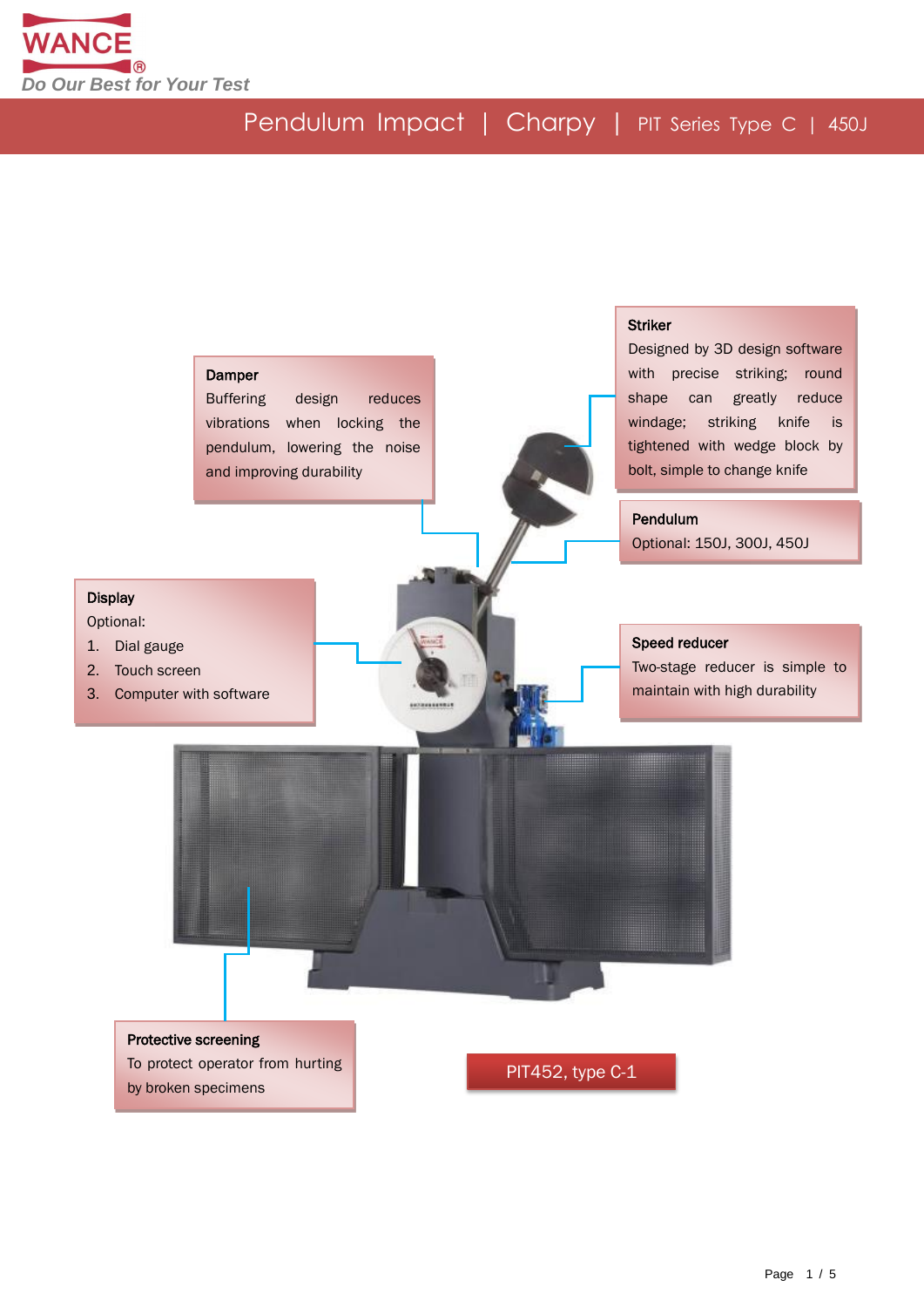# Pendulum Impact | Charpy | PIT Series Type C | 450J

**Damper**
Buffering design reduces vibrations when locking the pendulum, lowering the noise and improving durability

**Striker**
Designed by 3D design software with precise striking; round shape can greatly reduce windage; striking knife is tightened with wedge block by bolt, simple to change knife

**Pendulum**
Optional: 150J, 300J, 450J

**Display**
Optional:

1. Dial gauge
2. Touch screen
3. Computer with software

**Speed reducer**
Two-stage reducer is simple to maintain with high durability

**Protective screening**
To protect operator from hurting by broken specimens

PIT452, type C-1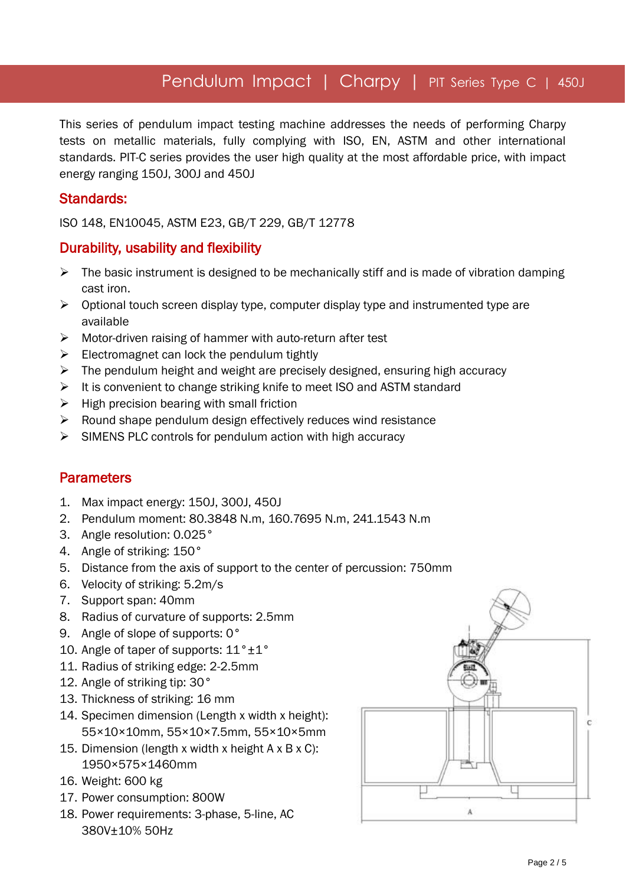# Pendulum Impact | Charpy | PIT Series Type C | 450J

This series of pendulum impact testing machine addresses the needs of performing Charpy tests on metallic materials, fully complying with ISO, EN, ASTM and other international standards. PIT-C series provides the user high quality at the most affordable price, with impact energy ranging 150J, 300J and 450J

## Standards:

ISO 148, EN10045, ASTM E23, GB/T 229, GB/T 12778

## Durability, usability and flexibility

- The basic instrument is designed to be mechanically stiff and is made of vibration damping cast iron.
- Optional touch screen display type, computer display type and instrumented type are available
- Motor-driven raising of hammer with auto-return after test
- Electromagnet can lock the pendulum tightly
- The pendulum height and weight are precisely designed, ensuring high accuracy
- It is convenient to change striking knife to meet ISO and ASTM standard
- High precision bearing with small friction
- Round shape pendulum design effectively reduces wind resistance
- SIMENS PLC controls for pendulum action with high accuracy

## Parameters

1. Max impact energy: 150J, 300J, 450J
2. Pendulum moment: 80.3848 N.m, 160.7695 N.m, 241.1543 N.m
3. Angle resolution: 0.025°
4. Angle of striking: 150°
5. Distance from the axis of support to the center of percussion: 750mm
6. Velocity of striking: 5.2m/s
7. Support span: 40mm
8. Radius of curvature of supports: 2.5mm
9. Angle of slope of supports: 0°
10. Angle of taper of supports: 11°±1°
11. Radius of striking edge: 2-2.5mm
12. Angle of striking tip: 30°
13. Thickness of striking: 16 mm
14. Specimen dimension (Length x width x height): 55×10×10mm, 55×10×7.5mm, 55×10×5mm
15. Dimension (length x width x height A x B x C): 1950×575×1460mm
16. Weight: 600 kg
17. Power consumption: 800W
18. Power requirements: 3-phase, 5-line, AC 380V±10% 50Hz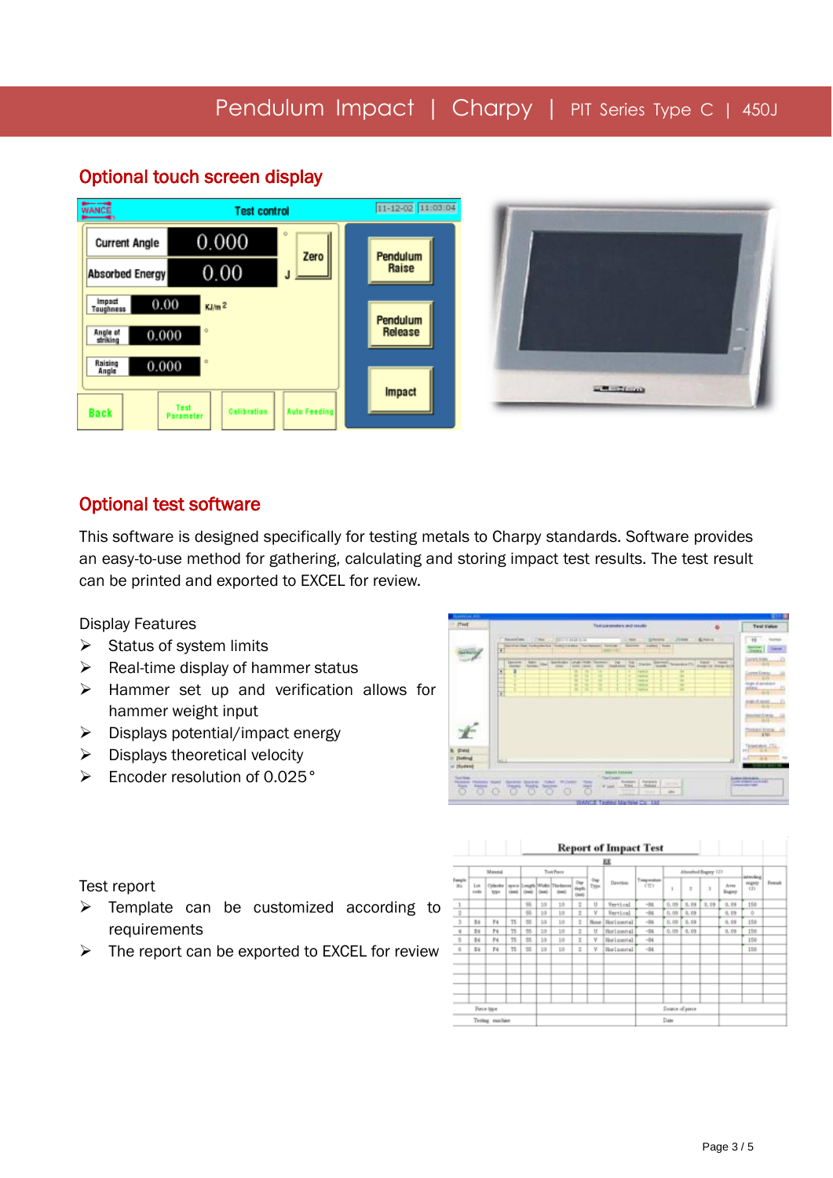## Optional touch screen display

## Optional test software

This software is designed specifically for testing metals to Charpy standards. Software provides an easy-to-use method for gathering, calculating and storing impact test results. The test result can be printed and exported to EXCEL for review.

Display Features

- Status of system limits
- Real-time display of hammer status
- Hammer set up and verification allows for hammer weight input
- Displays potential/impact energy
- Displays theoretical velocity
- Encoder resolution of 0.025°

Test report

- Template can be customized according to requirements
- The report can be exported to EXCEL for review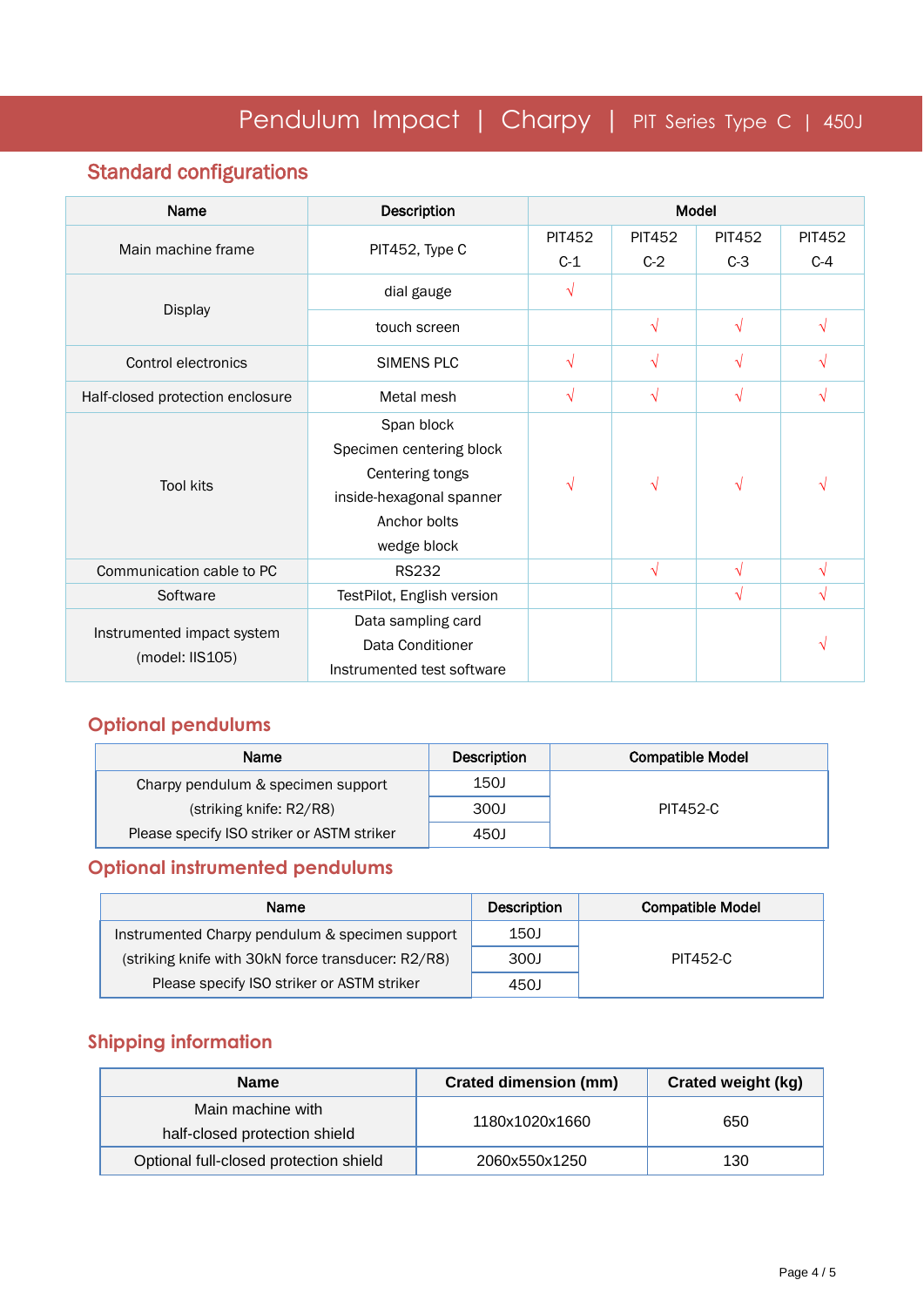# Pendulum Impact | Charpy | PIT Series Type C | 450J

## Standard configurations

| Name | Description | Model | | | |
|---|---|---|---|---|---|
| Main machine frame | PIT452, Type C | PIT452 C-1 | PIT452 C-2 | PIT452 C-3 | PIT452 C-4 |
| Display | dial gauge | √ | | | |
| | touch screen | | √ | √ | √ |
| Control electronics | SIMENS PLC | √ | √ | √ | √ |
| Half-closed protection enclosure | Metal mesh | √ | √ | √ | √ |
| Tool kits | Span block<br>Specimen centering block<br>Centering tongs<br>inside-hexagonal spanner<br>Anchor bolts<br>wedge block | √ | √ | √ | √ |
| Communication cable to PC | RS232 | | √ | √ | √ |
| Software | TestPilot, English version | | | √ | √ |
| Instrumented impact system (model: IIS105) | Data sampling card<br>Data Conditioner<br>Instrumented test software | | | | √ |

## Optional pendulums

| Name | Description | Compatible Model |
|---|---|---|
| Charpy pendulum & specimen support (striking knife: R2/R8) Please specify ISO striker or ASTM striker | 150J | PIT452-C |
| | 300J | |
| | 450J | |

## Optional instrumented pendulums

| Name | Description | Compatible Model |
|---|---|---|
| Instrumented Charpy pendulum & specimen support (striking knife with 30kN force transducer: R2/R8) Please specify ISO striker or ASTM striker | 150J | PIT452-C |
| | 300J | |
| | 450J | |

## Shipping information

| Name | Crated dimension (mm) | Crated weight (kg) |
|---|---|---|
| Main machine with half-closed protection shield | 1180x1020x1660 | 650 |
| Optional full-closed protection shield | 2060x550x1250 | 130 |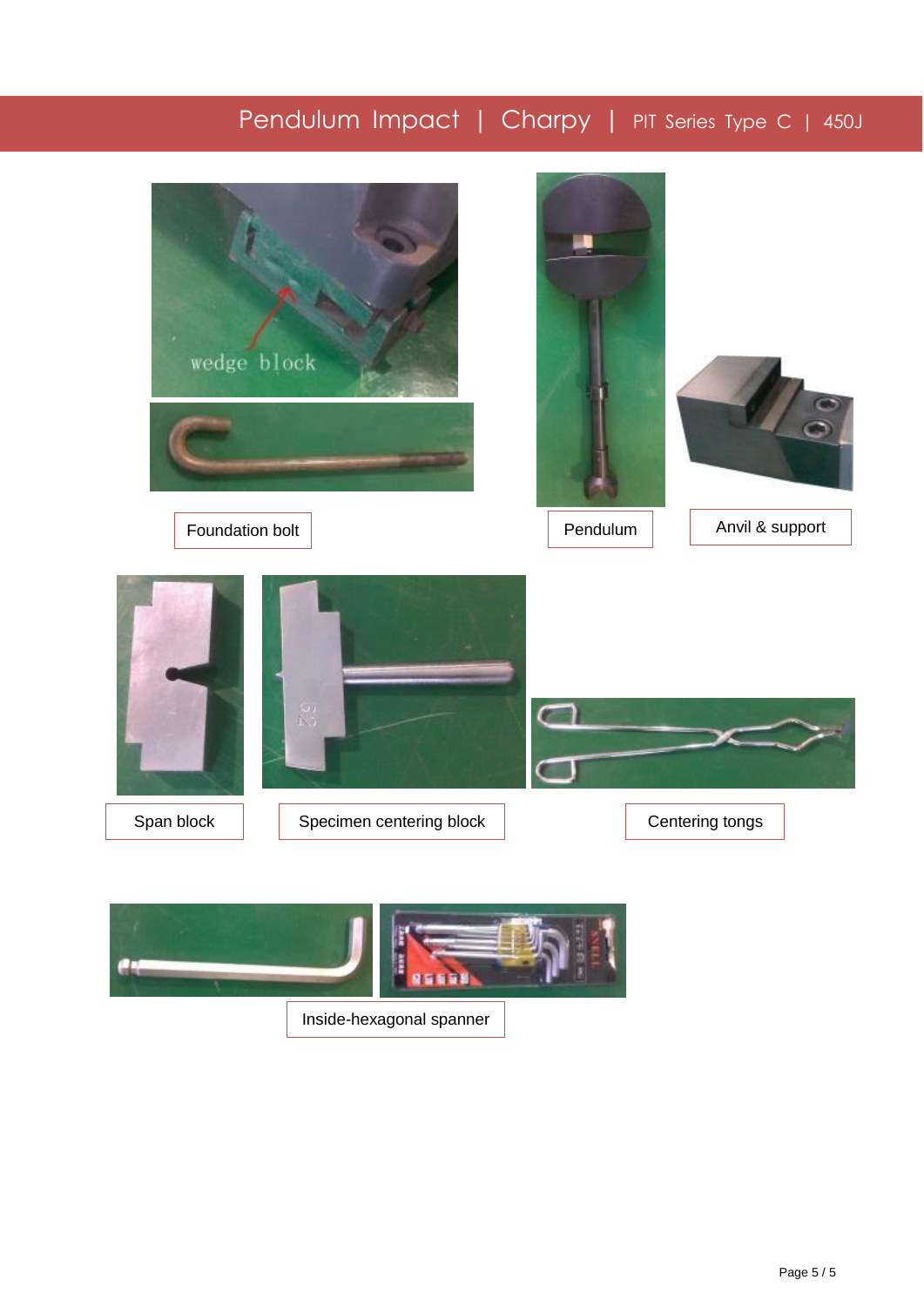Foundation bolt

Pendulum

Anvil & support

Span block

Specimen centering block

Centering tongs

Inside-hexagonal spanner